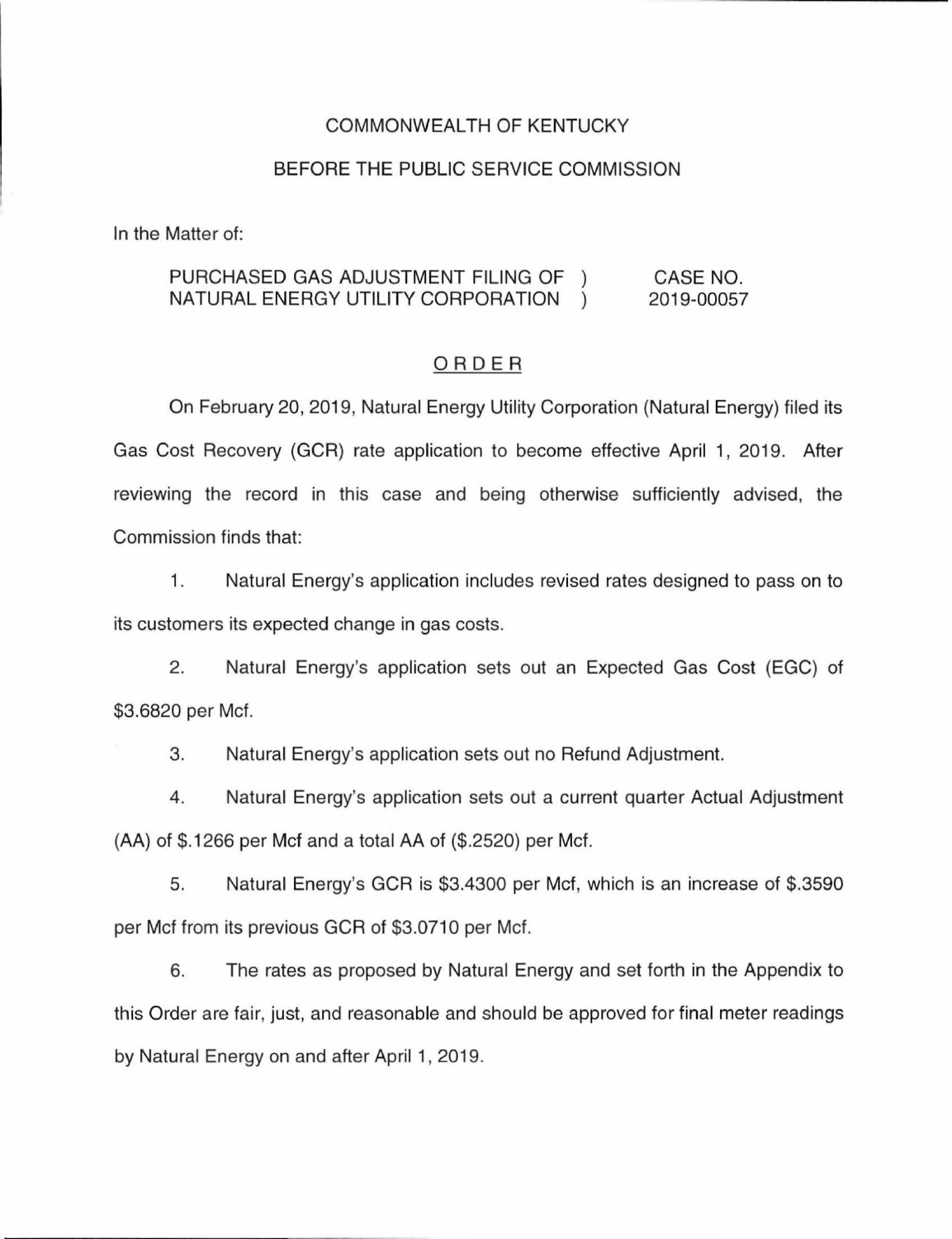COMMONWEALTH OF KENTUCKY

BEFORE THE PUBLIC SERVICE COMMISSION

In the Matter of:

| | | |
|---|---|---|
| PURCHASED GAS ADJUSTMENT FILING OF NATURAL ENERGY UTILITY CORPORATION | ) ) | CASE NO. 2019-00057 |

## ORDER

On February 20, 2019, Natural Energy Utility Corporation (Natural Energy) filed its Gas Cost Recovery (GCR) rate application to become effective April 1, 2019. After reviewing the record in this case and being otherwise sufficiently advised, the Commission finds that:

1. Natural Energy's application includes revised rates designed to pass on to its customers its expected change in gas costs.

2. Natural Energy's application sets out an Expected Gas Cost (EGC) of $3.6820 per Mcf.

3. Natural Energy's application sets out no Refund Adjustment.

4. Natural Energy's application sets out a current quarter Actual Adjustment (AA) of $.1266 per Mcf and a total AA of ($.2520) per Mcf.

5. Natural Energy's GCR is $3.4300 per Mcf, which is an increase of $.3590 per Mcf from its previous GCR of $3.0710 per Mcf.

6. The rates as proposed by Natural Energy and set forth in the Appendix to this Order are fair, just, and reasonable and should be approved for final meter readings by Natural Energy on and after April 1, 2019.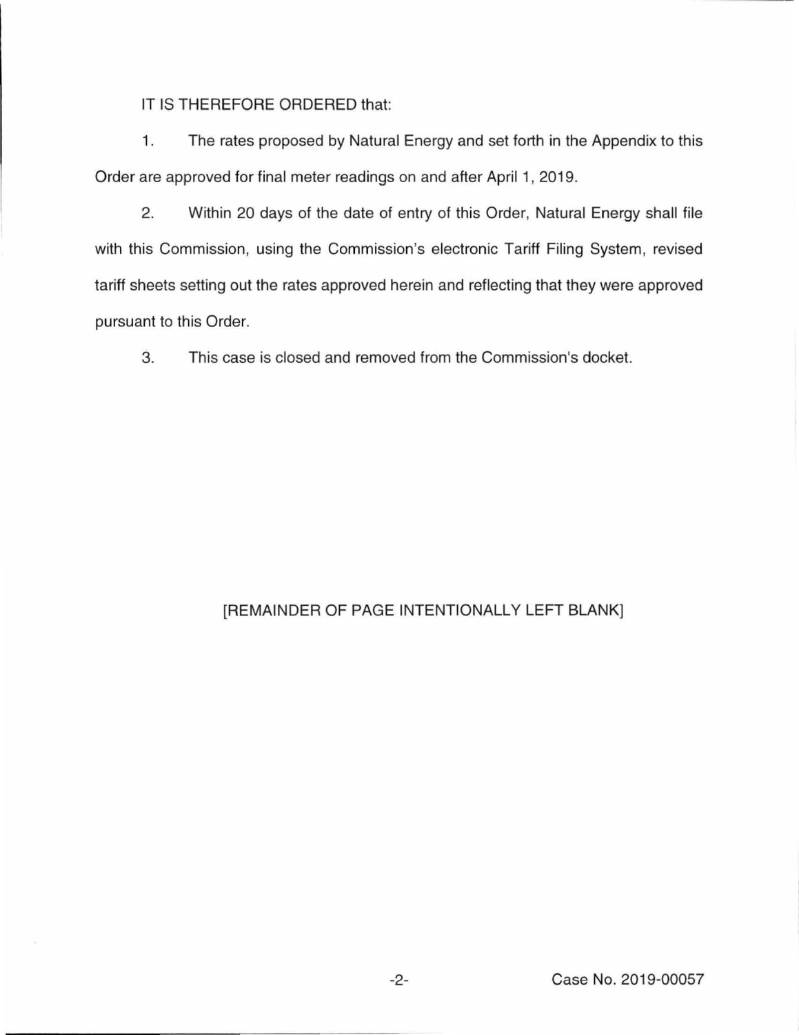IT IS THEREFORE ORDERED that:

1. The rates proposed by Natural Energy and set forth in the Appendix to this Order are approved for final meter readings on and after April 1, 2019.

2. Within 20 days of the date of entry of this Order, Natural Energy shall file with this Commission, using the Commission's electronic Tariff Filing System, revised tariff sheets setting out the rates approved herein and reflecting that they were approved pursuant to this Order.

3. This case is closed and removed from the Commission's docket.

[REMAINDER OF PAGE INTENTIONALLY LEFT BLANK]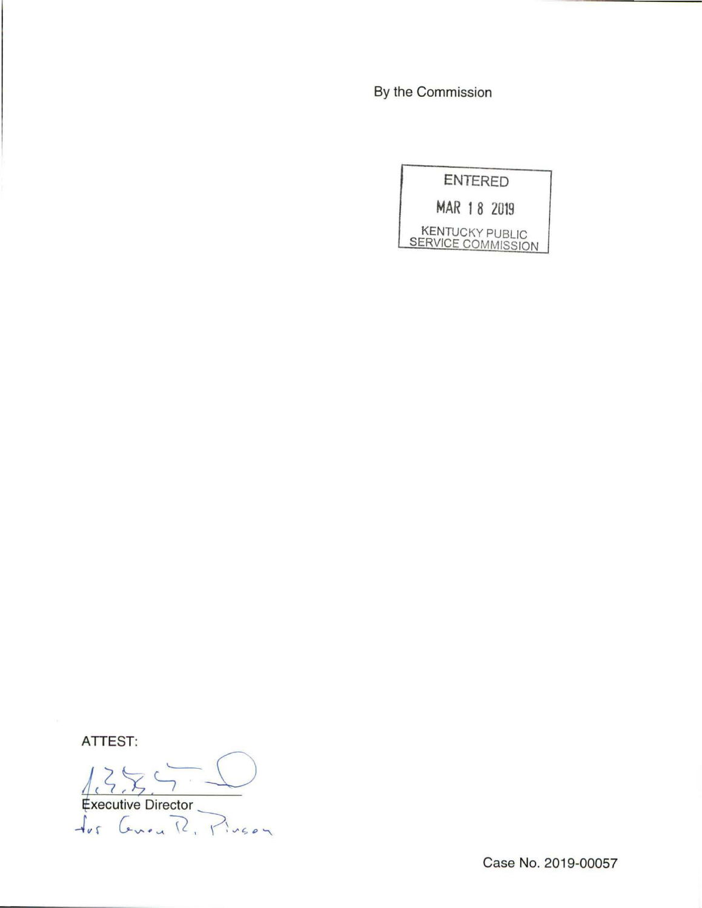By the Commission

ENTERED

MAR 18 2019

KENTUCKY PUBLIC SERVICE COMMISSION

ATTEST:

Executive Director

for Gwen R. Pinson

Case No. 2019-00057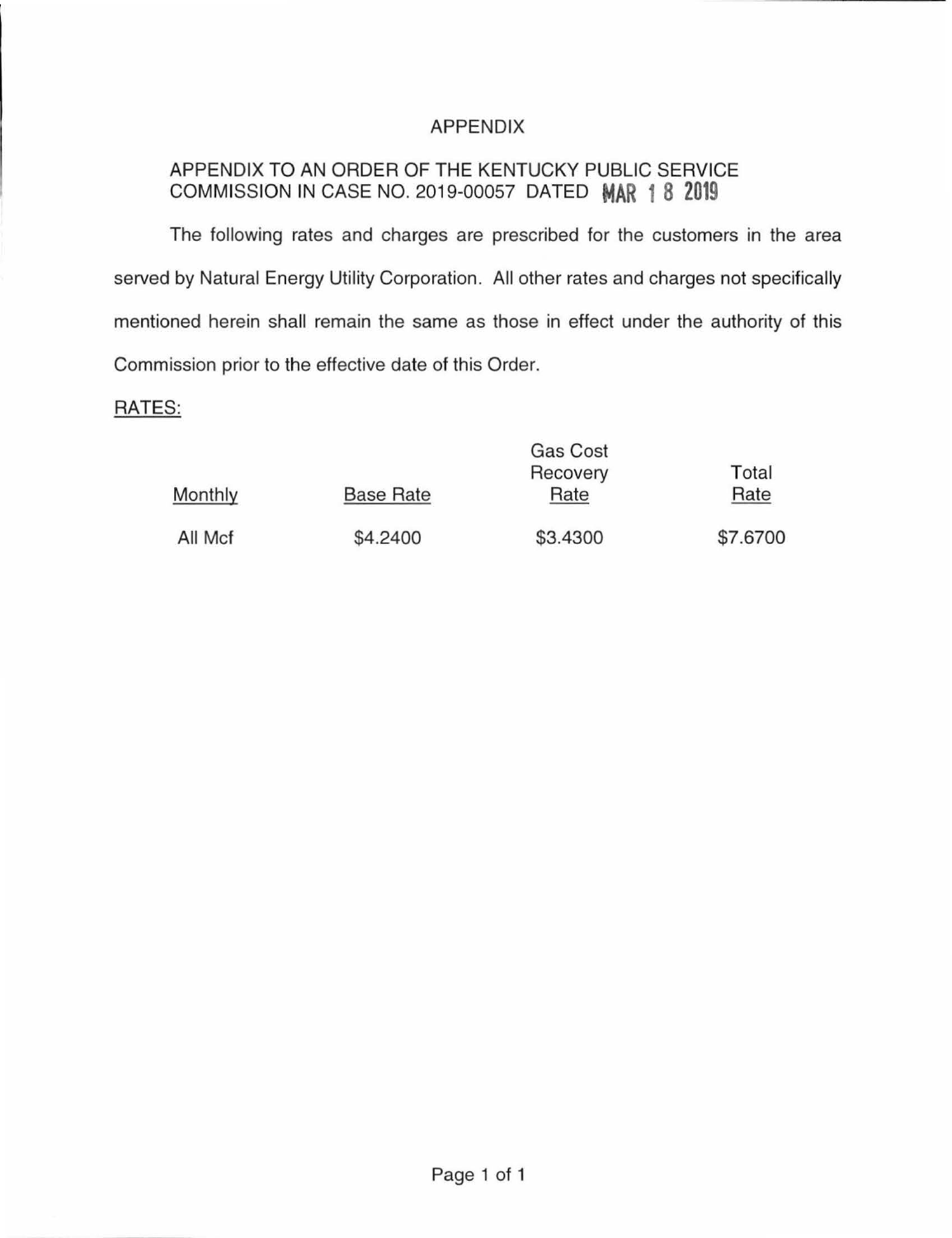# APPENDIX

APPENDIX TO AN ORDER OF THE KENTUCKY PUBLIC SERVICE COMMISSION IN CASE NO. 2019-00057 DATED MAR 18 2019

The following rates and charges are prescribed for the customers in the area served by Natural Energy Utility Corporation. All other rates and charges not specifically mentioned herein shall remain the same as those in effect under the authority of this Commission prior to the effective date of this Order.

RATES:

| Monthly | Base Rate | Gas Cost Recovery Rate | Total Rate |
|---|---|---|---|
| All Mcf | \$4.2400 | \$3.4300 | \$7.6700 |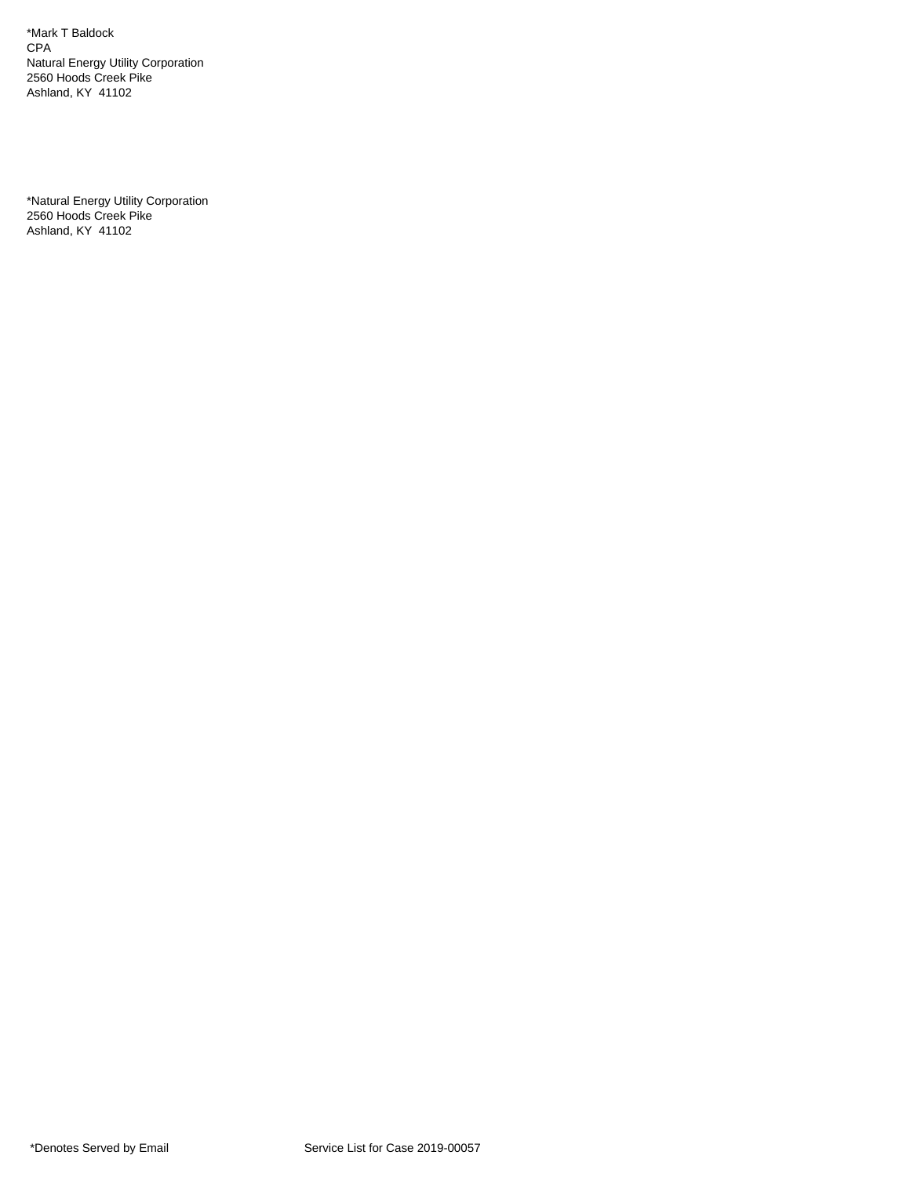*Mark T Baldock
CPA
Natural Energy Utility Corporation
2560 Hoods Creek Pike
Ashland, KY  41102

*Natural Energy Utility Corporation
2560 Hoods Creek Pike
Ashland, KY  41102

*Denotes Served by Email

Service List for Case 2019-00057